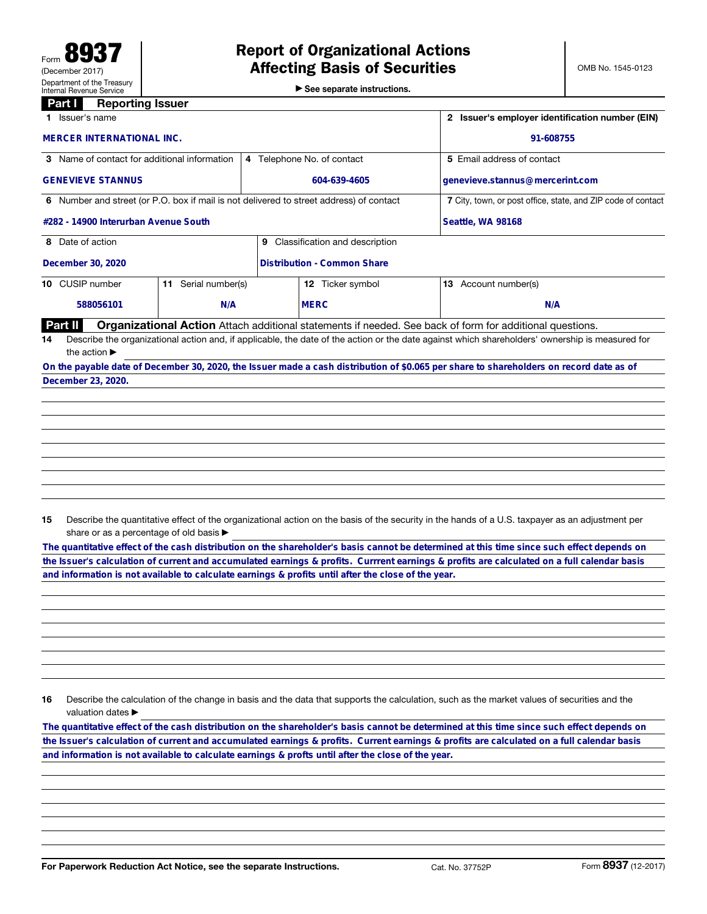Form **8937**
(December 2017)
Department of the Treasury
Internal Revenue Service

# Report of Organizational Actions Affecting Basis of Securities

► See separate instructions.

OMB No. 1545-0123

## Part I Reporting Issuer

| 1 Issuer's name | | | 2 Issuer's employer identification number (EIN) |
|---|---|---|---|
| MERCER INTERNATIONAL INC. | | | 91-608755 |
| 3 Name of contact for additional information | 4 Telephone No. of contact | | 5 Email address of contact |
| GENEVIEVE STANNUS | 604-639-4605 | | genevieve.stannus@mercerint.com |
| 6 Number and street (or P.O. box if mail is not delivered to street address) of contact | | | 7 City, town, or post office, state, and ZIP code of contact |
| #282 - 14900 Interurban Avenue South | | | Seattle, WA 98168 |
| 8 Date of action | 9 Classification and description | | |
| December 30, 2020 | Distribution - Common Share | | |

| 10 CUSIP number | 11 Serial number(s) | 12 Ticker symbol | 13 Account number(s) |
|---|---|---|---|
| 588056101 | N/A | MERC | N/A |

## Part II Organizational Action

Attach additional statements if needed. See back of form for additional questions.

**14** Describe the organizational action and, if applicable, the date of the action or the date against which shareholders' ownership is measured for the action ►

On the payable date of December 30, 2020, the Issuer made a cash distribution of $0.065 per share to shareholders on record date as of December 23, 2020.

**15** Describe the quantitative effect of the organizational action on the basis of the security in the hands of a U.S. taxpayer as an adjustment per share or as a percentage of old basis ►

The quantitative effect of the cash distribution on the shareholder's basis cannot be determined at this time since such effect depends on the Issuer's calculation of current and accumulated earnings & profits. Currrent earnings & profits are calculated on a full calendar basis and information is not available to calculate earnings & profits until after the close of the year.

**16** Describe the calculation of the change in basis and the data that supports the calculation, such as the market values of securities and the valuation dates ►

The quantitative effect of the cash distribution on the shareholder's basis cannot be determined at this time since such effect depends on the Issuer's calculation of current and accumulated earnings & profits. Current earnings & profits are calculated on a full calendar basis and information is not available to calculate earnings & profts until after the close of the year.

For Paperwork Reduction Act Notice, see the separate Instructions. Cat. No. 37752P Form **8937** (12-2017)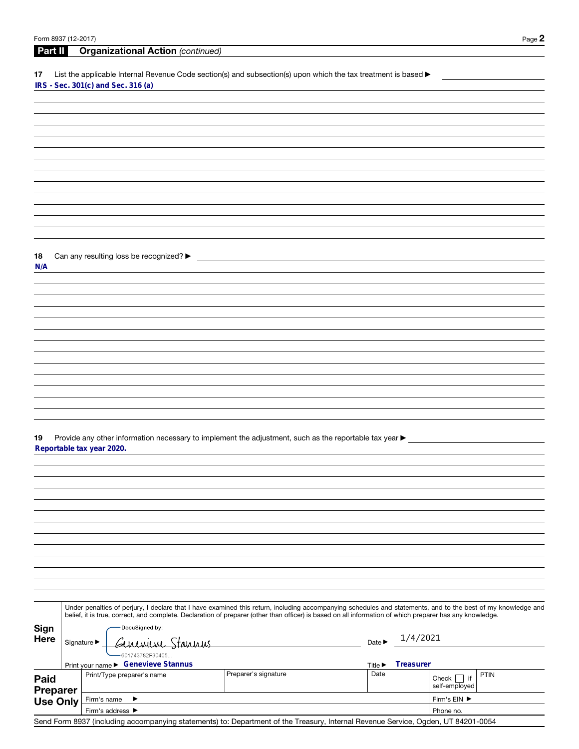## Part II Organizational Action *(continued)*

**17** List the applicable Internal Revenue Code section(s) and subsection(s) upon which the tax treatment is based ▶

**IRS - Sec. 301(c) and Sec. 316 (a)**

**18** Can any resulting loss be recognized? ▶

**N/A**

**19** Provide any other information necessary to implement the adjustment, such as the reportable tax year ▶

**Reportable tax year 2020.**

**Sign Here**

Under penalties of perjury, I declare that I have examined this return, including accompanying schedules and statements, and to the best of my knowledge and belief, it is true, correct, and complete. Declaration of preparer (other than officer) is based on all information of which preparer has any knowledge.

Signature ▶ DocuSigned by: Genevieve Stannus 601743782F30405 Date ▶ 1/4/2021

Print your name ▶ **Genevieve Stannus** Title ▶ **Treasurer**

**Paid Preparer Use Only**

| Print/Type preparer's name | Preparer's signature | Date | Check ☐ if self-employed | PTIN |
|---|---|---|---|---|
| Firm's name ▶ | | | Firm's EIN ▶ | |
| Firm's address ▶ | | | Phone no. | |

Send Form 8937 (including accompanying statements) to: Department of the Treasury, Internal Revenue Service, Ogden, UT 84201-0054